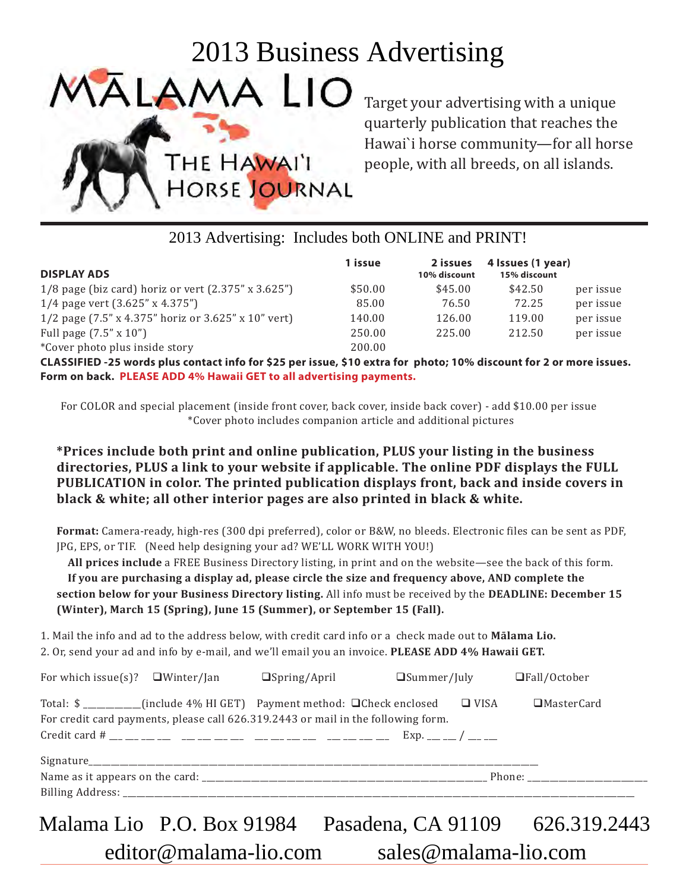# 2013 Business Advertising

MĀLAMA LIO
THE HAWAI'I HORSE JOURNAL

Target your advertising with a unique quarterly publication that reaches the Hawai`i horse community—for all horse people, with all breeds, on all islands.

## 2013 Advertising: Includes both ONLINE and PRINT!

| DISPLAY ADS | 1 issue | 2 issues 10% discount | 4 Issues (1 year) 15% discount | |
|---|---|---|---|---|
| 1/8 page (biz card) horiz or vert (2.375" x 3.625") | $50.00 | $45.00 | $42.50 | per issue |
| 1/4 page vert (3.625" x 4.375") | 85.00 | 76.50 | 72.25 | per issue |
| 1/2 page (7.5" x 4.375" horiz or 3.625" x 10" vert) | 140.00 | 126.00 | 119.00 | per issue |
| Full page (7.5" x 10") | 250.00 | 225.00 | 212.50 | per issue |
| *Cover photo plus inside story | 200.00 | | | |

**CLASSIFIED -25 words plus contact info for $25 per issue, $10 extra for photo; 10% discount for 2 or more issues. Form on back. PLEASE ADD 4% Hawaii GET to all advertising payments.**

For COLOR and special placement (inside front cover, back cover, inside back cover) - add $10.00 per issue
*Cover photo includes companion article and additional pictures

**\*Prices include both print and online publication, PLUS your listing in the business directories, PLUS a link to your website if applicable. The online PDF displays the FULL PUBLICATION in color. The printed publication displays front, back and inside covers in black & white; all other interior pages are also printed in black & white.**

**Format:** Camera-ready, high-res (300 dpi preferred), color or B&W, no bleeds. Electronic files can be sent as PDF, JPG, EPS, or TIF. (Need help designing your ad? WE'LL WORK WITH YOU!)

**All prices include** a FREE Business Directory listing, in print and on the website—see the back of this form.

**If you are purchasing a display ad, please circle the size and frequency above, AND complete the section below for your Business Directory listing.** All info must be received by the **DEADLINE: December 15 (Winter), March 15 (Spring), June 15 (Summer), or September 15 (Fall).**

1. Mail the info and ad to the address below, with credit card info or a check made out to **Mālama Lio.**
2. Or, send your ad and info by e-mail, and we'll email you an invoice. **PLEASE ADD 4% Hawaii GET.**

For which issue(s)? ❑Winter/Jan ❑Spring/April ❑Summer/July ❑Fall/October

Total: $ __________(include 4% HI GET) Payment method: ❑Check enclosed ❑ VISA ❑MasterCard

For credit card payments, please call 626.319.2443 or mail in the following form.

Credit card # ___ ___ ___ ___ ___ ___ ___ ___ ___ ___ ___ ___ ___ ___ ___ ___ Exp. ___ ___ / ___ ___

Signature________________________________________________________________________

Name as it appears on the card: ______________________________________________ Phone: ____________________

Billing Address: _____________________________________________________________________________________

Malama Lio P.O. Box 91984 Pasadena, CA 91109 626.319.2443
editor@malama-lio.com sales@malama-lio.com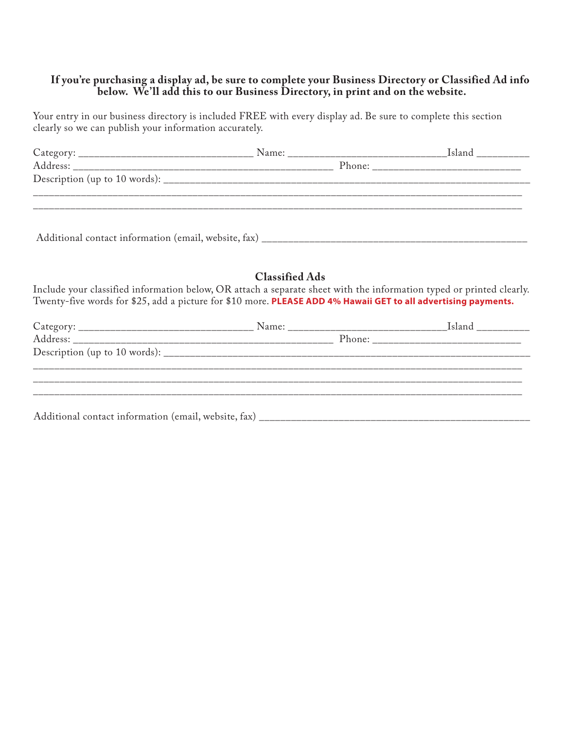**If you're purchasing a display ad, be sure to complete your Business Directory or Classified Ad info below. We'll add this to our Business Directory, in print and on the website.**

Your entry in our business directory is included FREE with every display ad. Be sure to complete this section clearly so we can publish your information accurately.

Category: ________________________________ Name: _____________________________Island _________
Address: ________________________________________________ Phone: ___________________________
Description (up to 10 words): _________________________________________________________________
_________________________________________________________________________________________
_________________________________________________________________________________________

Additional contact information (email, website, fax) ______________________________________________

## Classified Ads

Include your classified information below, OR attach a separate sheet with the information typed or printed clearly. Twenty-five words for $25, add a picture for $10 more. **PLEASE ADD 4% Hawaii GET to all advertising payments.**

Category: ________________________________ Name: _____________________________Island _________
Address: ________________________________________________ Phone: ___________________________
Description (up to 10 words): _________________________________________________________________
_________________________________________________________________________________________
_________________________________________________________________________________________
_________________________________________________________________________________________

Additional contact information (email, website, fax) ______________________________________________